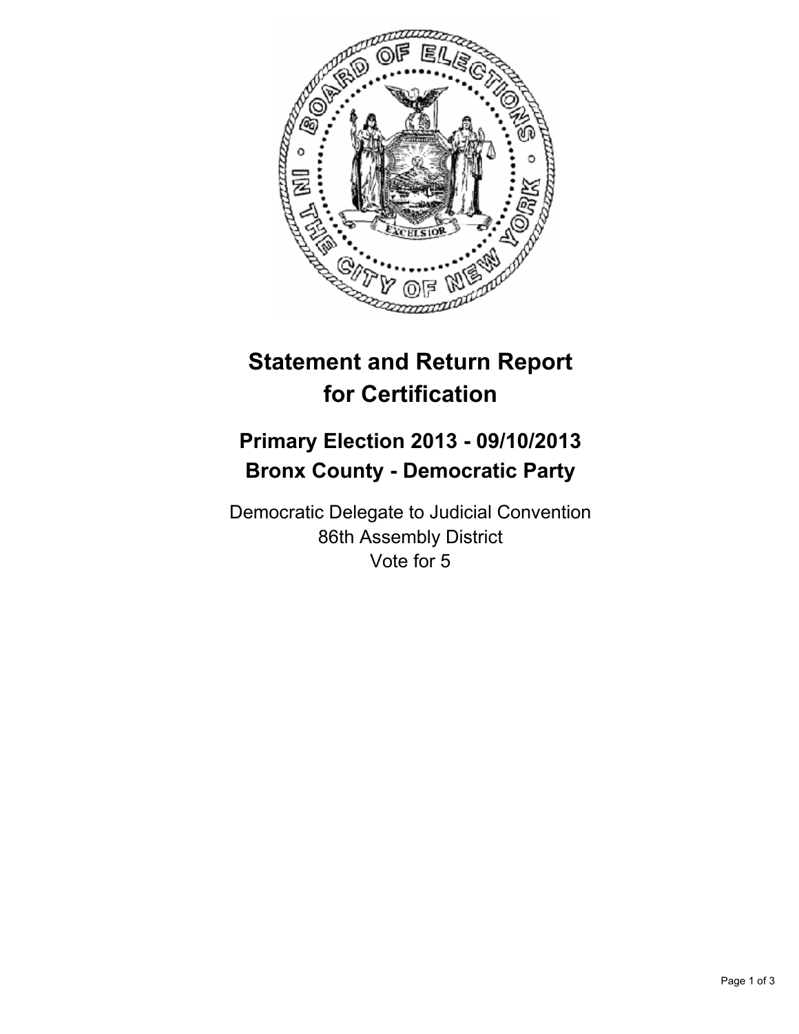# Statement and Return Report for Certification

## Primary Election 2013 - 09/10/2013
## Bronx County - Democratic Party

Democratic Delegate to Judicial Convention
86th Assembly District
Vote for 5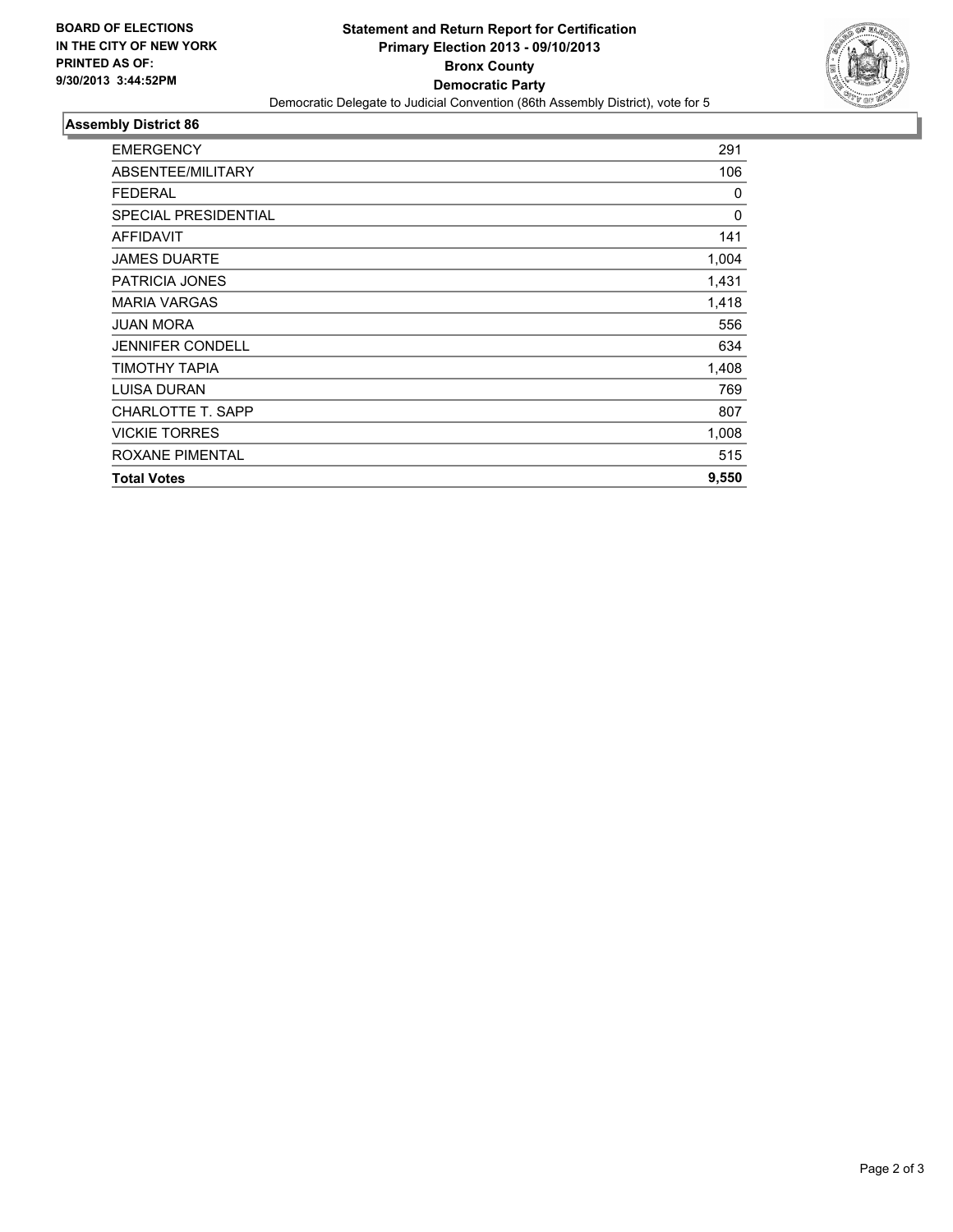BOARD OF ELECTIONS
IN THE CITY OF NEW YORK
PRINTED AS OF:
9/30/2013 3:44:52PM

**Statement and Return Report for Certification**
**Primary Election 2013 - 09/10/2013**
**Bronx County**
**Democratic Party**
Democratic Delegate to Judicial Convention (86th Assembly District), vote for 5

## Assembly District 86

| | |
|---|---|
| EMERGENCY | 291 |
| ABSENTEE/MILITARY | 106 |
| FEDERAL | 0 |
| SPECIAL PRESIDENTIAL | 0 |
| AFFIDAVIT | 141 |
| JAMES DUARTE | 1,004 |
| PATRICIA JONES | 1,431 |
| MARIA VARGAS | 1,418 |
| JUAN MORA | 556 |
| JENNIFER CONDELL | 634 |
| TIMOTHY TAPIA | 1,408 |
| LUISA DURAN | 769 |
| CHARLOTTE T. SAPP | 807 |
| VICKIE TORRES | 1,008 |
| ROXANE PIMENTAL | 515 |
| **Total Votes** | **9,550** |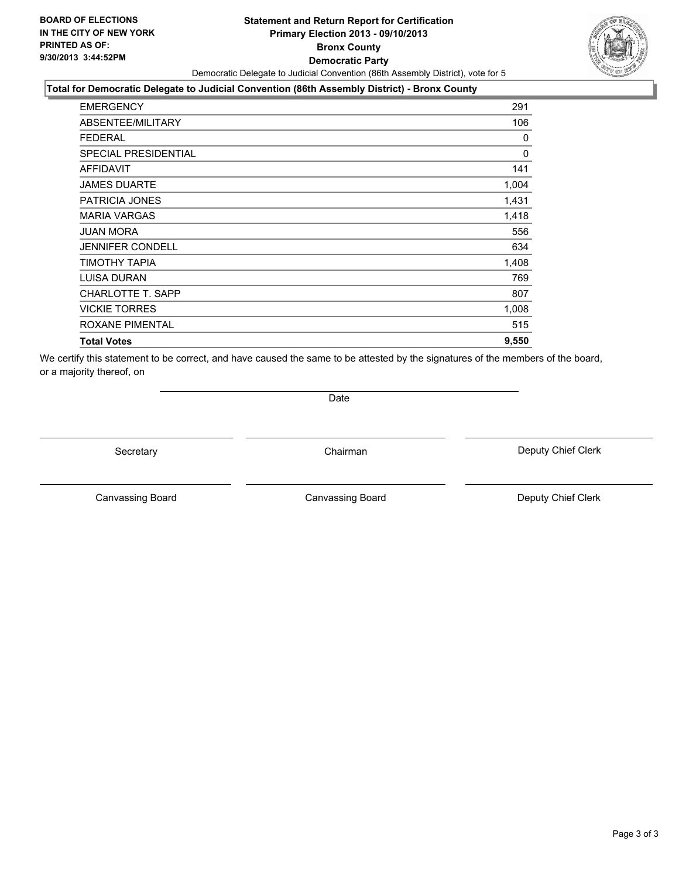**BOARD OF ELECTIONS IN THE CITY OF NEW YORK PRINTED AS OF: 9/30/2013 3:44:52PM**

# Statement and Return Report for Certification
## Primary Election 2013 - 09/10/2013
## Bronx County
## Democratic Party

Democratic Delegate to Judicial Convention (86th Assembly District), vote for 5

### Total for Democratic Delegate to Judicial Convention (86th Assembly District) - Bronx County

| | |
|---|---|
| EMERGENCY | 291 |
| ABSENTEE/MILITARY | 106 |
| FEDERAL | 0 |
| SPECIAL PRESIDENTIAL | 0 |
| AFFIDAVIT | 141 |
| JAMES DUARTE | 1,004 |
| PATRICIA JONES | 1,431 |
| MARIA VARGAS | 1,418 |
| JUAN MORA | 556 |
| JENNIFER CONDELL | 634 |
| TIMOTHY TAPIA | 1,408 |
| LUISA DURAN | 769 |
| CHARLOTTE T. SAPP | 807 |
| VICKIE TORRES | 1,008 |
| ROXANE PIMENTAL | 515 |
| **Total Votes** | **9,550** |

We certify this statement to be correct, and have caused the same to be attested by the signatures of the members of the board, or a majority thereof, on

Date

Secretary | Chairman | Deputy Chief Clerk

Canvassing Board | Canvassing Board | Deputy Chief Clerk